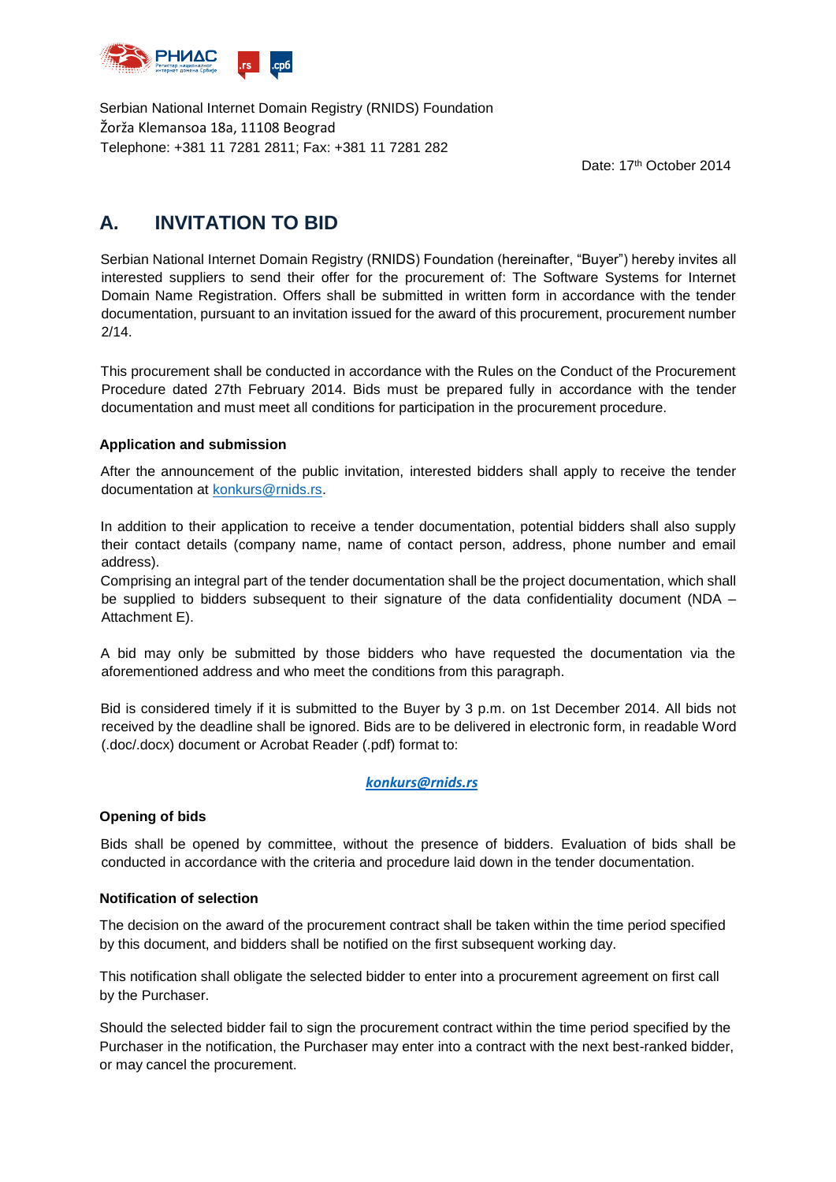Serbian National Internet Domain Registry (RNIDS) Foundation
Žorža Klemansoa 18a, 11108 Beograd
Telephone: +381 11 7281 2811; Fax: +381 11 7281 282

Date: 17th October 2014

# A. INVITATION TO BID

Serbian National Internet Domain Registry (RNIDS) Foundation (hereinafter, “Buyer”) hereby invites all interested suppliers to send their offer for the procurement of: The Software Systems for Internet Domain Name Registration. Offers shall be submitted in written form in accordance with the tender documentation, pursuant to an invitation issued for the award of this procurement, procurement number 2/14.

This procurement shall be conducted in accordance with the Rules on the Conduct of the Procurement Procedure dated 27th February 2014. Bids must be prepared fully in accordance with the tender documentation and must meet all conditions for participation in the procurement procedure.

**Application and submission**

After the announcement of the public invitation, interested bidders shall apply to receive the tender documentation at konkurs@rnids.rs.

In addition to their application to receive a tender documentation, potential bidders shall also supply their contact details (company name, name of contact person, address, phone number and email address).
Comprising an integral part of the tender documentation shall be the project documentation, which shall be supplied to bidders subsequent to their signature of the data confidentiality document (NDA – Attachment E).

A bid may only be submitted by those bidders who have requested the documentation via the aforementioned address and who meet the conditions from this paragraph.

Bid is considered timely if it is submitted to the Buyer by 3 p.m. on 1st December 2014. All bids not received by the deadline shall be ignored. Bids are to be delivered in electronic form, in readable Word (.doc/.docx) document or Acrobat Reader (.pdf) format to:

***konkurs@rnids.rs***

**Opening of bids**

Bids shall be opened by committee, without the presence of bidders. Evaluation of bids shall be conducted in accordance with the criteria and procedure laid down in the tender documentation.

**Notification of selection**

The decision on the award of the procurement contract shall be taken within the time period specified by this document, and bidders shall be notified on the first subsequent working day.

This notification shall obligate the selected bidder to enter into a procurement agreement on first call by the Purchaser.

Should the selected bidder fail to sign the procurement contract within the time period specified by the Purchaser in the notification, the Purchaser may enter into a contract with the next best-ranked bidder, or may cancel the procurement.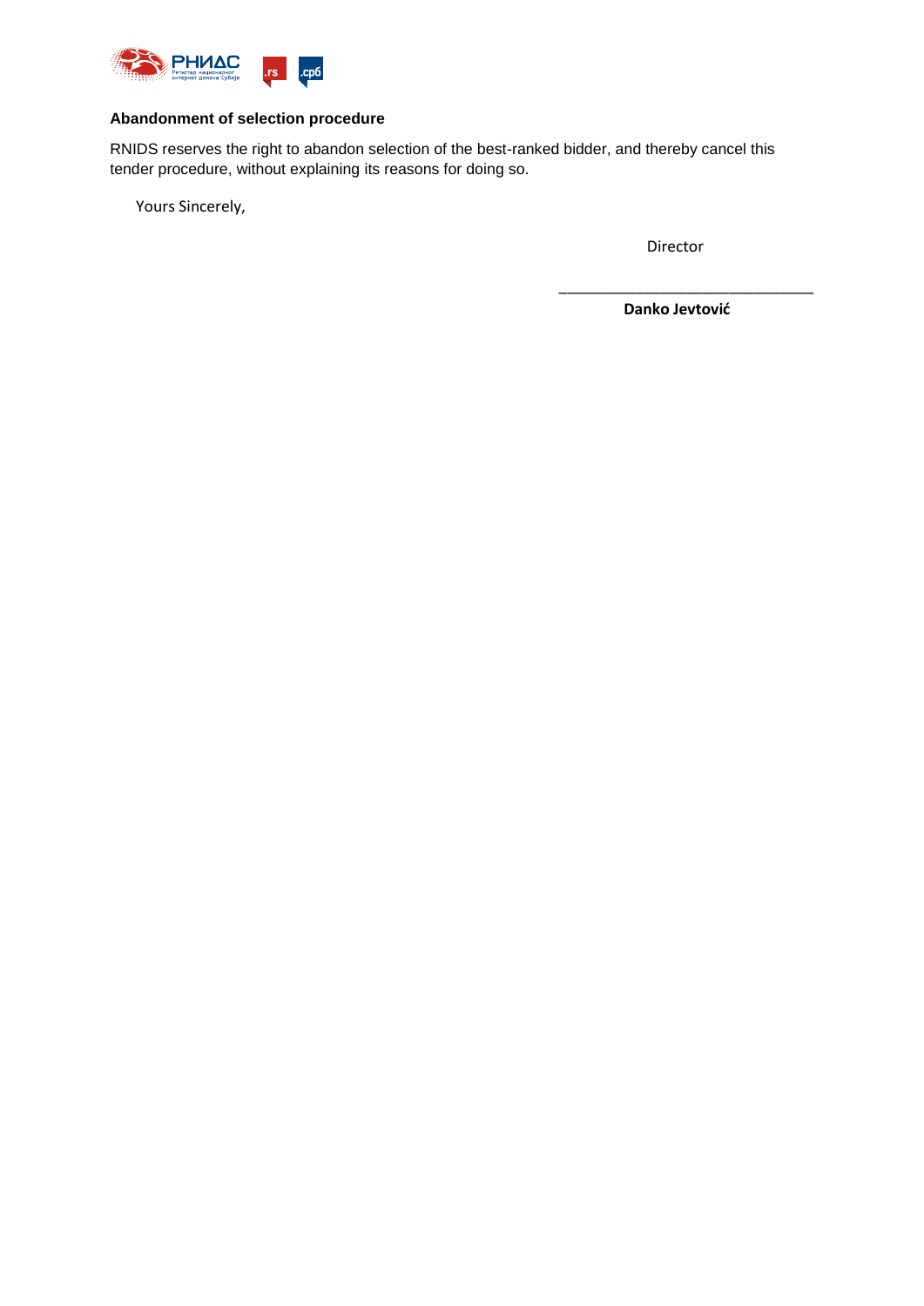**Abandonment of selection procedure**

RNIDS reserves the right to abandon selection of the best-ranked bidder, and thereby cancel this tender procedure, without explaining its reasons for doing so.

Yours Sincerely,

Director

_______________________________

**Danko Jevtović**